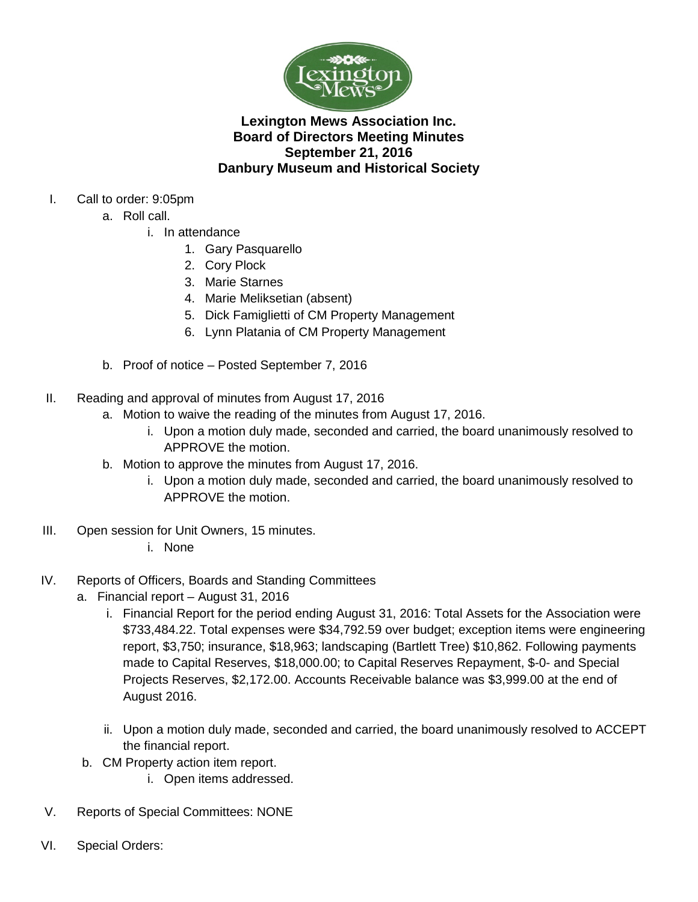**Lexington Mews Association Inc.**
**Board of Directors Meeting Minutes**
**September 21, 2016**
**Danbury Museum and Historical Society**

I. Call to order: 9:05pm
   a. Roll call.
      i. In attendance
         1. Gary Pasquarello
         2. Cory Plock
         3. Marie Starnes
         4. Marie Meliksetian (absent)
         5. Dick Famiglietti of CM Property Management
         6. Lynn Platania of CM Property Management
   b. Proof of notice – Posted September 7, 2016

II. Reading and approval of minutes from August 17, 2016
   a. Motion to waive the reading of the minutes from August 17, 2016.
      i. Upon a motion duly made, seconded and carried, the board unanimously resolved to APPROVE the motion.
   b. Motion to approve the minutes from August 17, 2016.
      i. Upon a motion duly made, seconded and carried, the board unanimously resolved to APPROVE the motion.

III. Open session for Unit Owners, 15 minutes.
      i. None

IV. Reports of Officers, Boards and Standing Committees
   a. Financial report – August 31, 2016
      i. Financial Report for the period ending August 31, 2016: Total Assets for the Association were $733,484.22. Total expenses were $34,792.59 over budget; exception items were engineering report, $3,750; insurance, $18,963; landscaping (Bartlett Tree) $10,862. Following payments made to Capital Reserves, $18,000.00; to Capital Reserves Repayment, $-0- and Special Projects Reserves, $2,172.00. Accounts Receivable balance was $3,999.00 at the end of August 2016.
      ii. Upon a motion duly made, seconded and carried, the board unanimously resolved to ACCEPT the financial report.
   b. CM Property action item report.
      i. Open items addressed.

V. Reports of Special Committees: NONE

VI. Special Orders: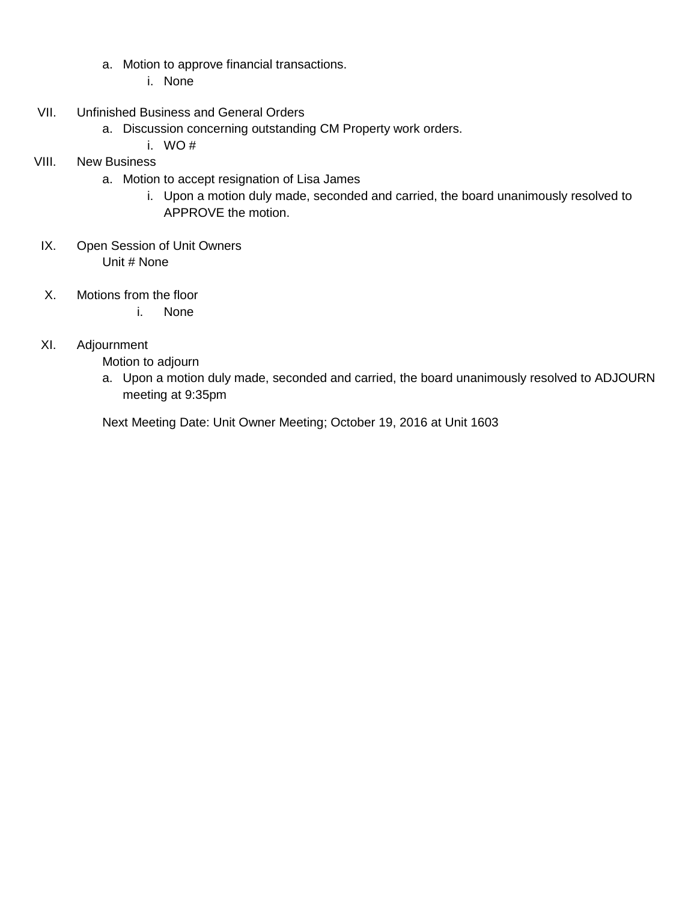a. Motion to approve financial transactions.
    i. None

VII. Unfinished Business and General Orders
    a. Discussion concerning outstanding CM Property work orders.
        i. WO #

VIII. New Business
    a. Motion to accept resignation of Lisa James
        i. Upon a motion duly made, seconded and carried, the board unanimously resolved to APPROVE the motion.

IX. Open Session of Unit Owners
    Unit # None

X. Motions from the floor
    i. None

XI. Adjournment
    Motion to adjourn
    a. Upon a motion duly made, seconded and carried, the board unanimously resolved to ADJOURN meeting at 9:35pm

    Next Meeting Date: Unit Owner Meeting; October 19, 2016 at Unit 1603